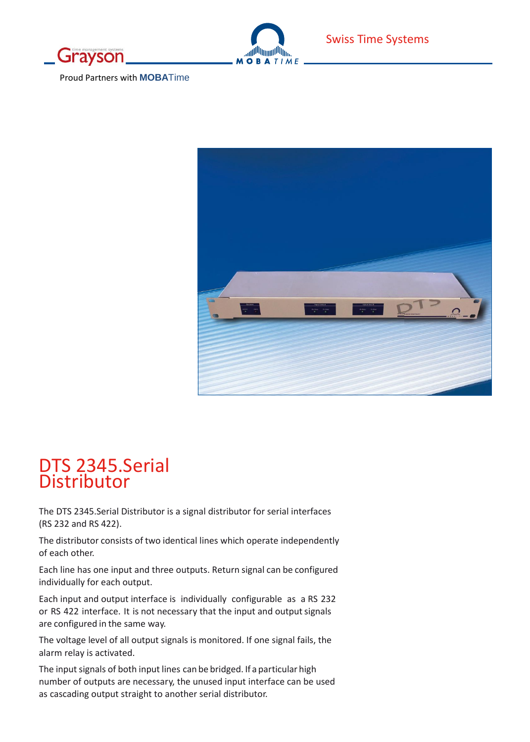Swiss Time Systems

Proud Partners with **MOBA**Time

# DTS 2345.Serial Distributor

The DTS 2345.Serial Distributor is a signal distributor for serial interfaces (RS 232 and RS 422).

The distributor consists of two identical lines which operate independently of each other.

Each line has one input and three outputs. Return signal can be configured individually for each output.

Each input and output interface is individually configurable as a RS 232 or RS 422 interface. It is not necessary that the input and output signals are configured in the same way.

The voltage level of all output signals is monitored. If one signal fails, the alarm relay is activated.

The input signals of both input lines can be bridged. If a particular high number of outputs are necessary, the unused input interface can be used as cascading output straight to another serial distributor.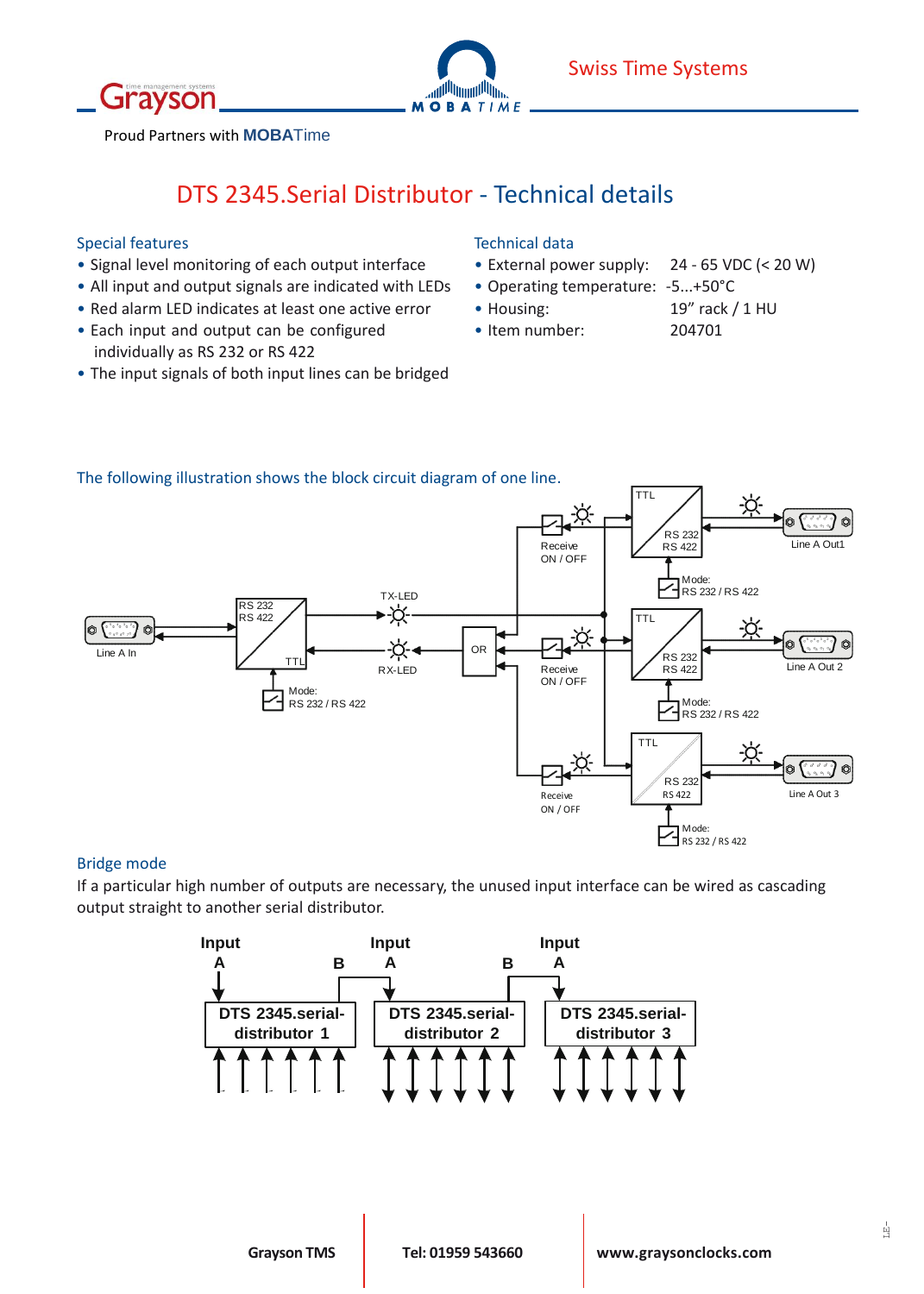Grayson time management systems

MOBATIME

Swiss Time Systems

Proud Partners with MOBATime

# DTS 2345.Serial Distributor - Technical details

## Special features

- Signal level monitoring of each output interface
- All input and output signals are indicated with LEDs
- Red alarm LED indicates at least one active error
- Each input and output can be configured individually as RS 232 or RS 422
- The input signals of both input lines can be bridged

## Technical data

- External power supply: 24 - 65 VDC (< 20 W)
- Operating temperature: -5...+50°C
- Housing: 19” rack / 1 HU
- Item number: 204701

The following illustration shows the block circuit diagram of one line.

Line A In
RS 232
RS 422
TTL
Mode:
RS 232 / RS 422
TX-LED
RX-LED
OR
Receive
ON / OFF
TTL
RS 232
RS 422
Mode:
RS 232 / RS 422
Line A Out1
Line A Out 2
Line A Out 3

## Bridge mode

If a particular high number of outputs are necessary, the unused input interface can be wired as cascading output straight to another serial distributor.

Input
A
B
DTS 2345.serial-distributor 1
Input
A
B
DTS 2345.serial-distributor 2
Input
A
DTS 2345.serial-distributor 3

Grayson TMS | Tel: 01959 543660 | www.graysonclocks.com